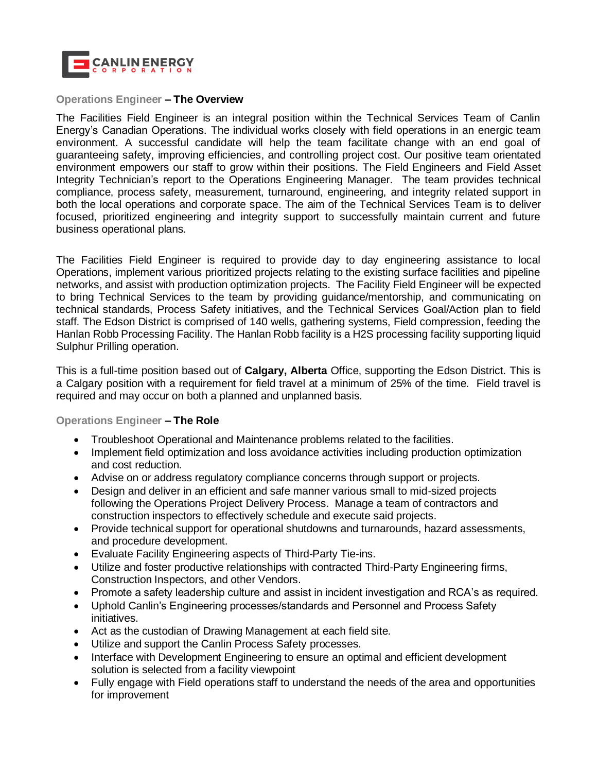**CANLIN ENERGY CORPORATION**

## Operations Engineer – The Overview

The Facilities Field Engineer is an integral position within the Technical Services Team of Canlin Energy's Canadian Operations. The individual works closely with field operations in an energic team environment. A successful candidate will help the team facilitate change with an end goal of guaranteeing safety, improving efficiencies, and controlling project cost. Our positive team orientated environment empowers our staff to grow within their positions. The Field Engineers and Field Asset Integrity Technician's report to the Operations Engineering Manager. The team provides technical compliance, process safety, measurement, turnaround, engineering, and integrity related support in both the local operations and corporate space. The aim of the Technical Services Team is to deliver focused, prioritized engineering and integrity support to successfully maintain current and future business operational plans.

The Facilities Field Engineer is required to provide day to day engineering assistance to local Operations, implement various prioritized projects relating to the existing surface facilities and pipeline networks, and assist with production optimization projects. The Facility Field Engineer will be expected to bring Technical Services to the team by providing guidance/mentorship, and communicating on technical standards, Process Safety initiatives, and the Technical Services Goal/Action plan to field staff. The Edson District is comprised of 140 wells, gathering systems, Field compression, feeding the Hanlan Robb Processing Facility. The Hanlan Robb facility is a H2S processing facility supporting liquid Sulphur Prilling operation.

This is a full-time position based out of **Calgary, Alberta** Office, supporting the Edson District. This is a Calgary position with a requirement for field travel at a minimum of 25% of the time. Field travel is required and may occur on both a planned and unplanned basis.

## Operations Engineer – The Role

- Troubleshoot Operational and Maintenance problems related to the facilities.
- Implement field optimization and loss avoidance activities including production optimization and cost reduction.
- Advise on or address regulatory compliance concerns through support or projects.
- Design and deliver in an efficient and safe manner various small to mid-sized projects following the Operations Project Delivery Process. Manage a team of contractors and construction inspectors to effectively schedule and execute said projects.
- Provide technical support for operational shutdowns and turnarounds, hazard assessments, and procedure development.
- Evaluate Facility Engineering aspects of Third-Party Tie-ins.
- Utilize and foster productive relationships with contracted Third-Party Engineering firms, Construction Inspectors, and other Vendors.
- Promote a safety leadership culture and assist in incident investigation and RCA's as required.
- Uphold Canlin's Engineering processes/standards and Personnel and Process Safety initiatives.
- Act as the custodian of Drawing Management at each field site.
- Utilize and support the Canlin Process Safety processes.
- Interface with Development Engineering to ensure an optimal and efficient development solution is selected from a facility viewpoint
- Fully engage with Field operations staff to understand the needs of the area and opportunities for improvement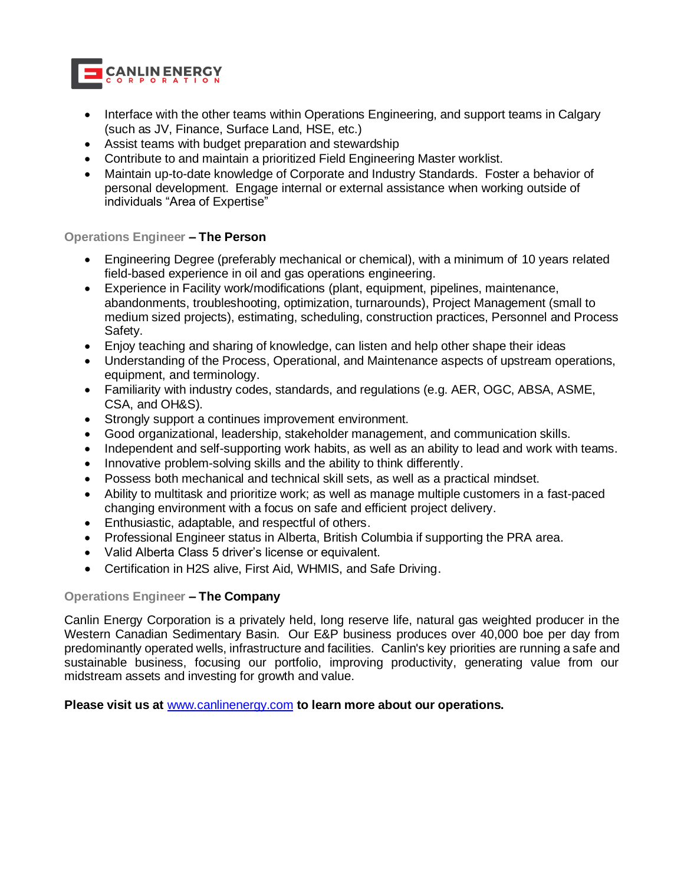- Interface with the other teams within Operations Engineering, and support teams in Calgary (such as JV, Finance, Surface Land, HSE, etc.)
- Assist teams with budget preparation and stewardship
- Contribute to and maintain a prioritized Field Engineering Master worklist.
- Maintain up-to-date knowledge of Corporate and Industry Standards. Foster a behavior of personal development. Engage internal or external assistance when working outside of individuals "Area of Expertise"

## Operations Engineer – The Person

- Engineering Degree (preferably mechanical or chemical), with a minimum of 10 years related field-based experience in oil and gas operations engineering.
- Experience in Facility work/modifications (plant, equipment, pipelines, maintenance, abandonments, troubleshooting, optimization, turnarounds), Project Management (small to medium sized projects), estimating, scheduling, construction practices, Personnel and Process Safety.
- Enjoy teaching and sharing of knowledge, can listen and help other shape their ideas
- Understanding of the Process, Operational, and Maintenance aspects of upstream operations, equipment, and terminology.
- Familiarity with industry codes, standards, and regulations (e.g. AER, OGC, ABSA, ASME, CSA, and OH&S).
- Strongly support a continues improvement environment.
- Good organizational, leadership, stakeholder management, and communication skills.
- Independent and self-supporting work habits, as well as an ability to lead and work with teams.
- Innovative problem-solving skills and the ability to think differently.
- Possess both mechanical and technical skill sets, as well as a practical mindset.
- Ability to multitask and prioritize work; as well as manage multiple customers in a fast-paced changing environment with a focus on safe and efficient project delivery.
- Enthusiastic, adaptable, and respectful of others.
- Professional Engineer status in Alberta, British Columbia if supporting the PRA area.
- Valid Alberta Class 5 driver's license or equivalent.
- Certification in H2S alive, First Aid, WHMIS, and Safe Driving.

## Operations Engineer – The Company

Canlin Energy Corporation is a privately held, long reserve life, natural gas weighted producer in the Western Canadian Sedimentary Basin. Our E&P business produces over 40,000 boe per day from predominantly operated wells, infrastructure and facilities. Canlin's key priorities are running a safe and sustainable business, focusing our portfolio, improving productivity, generating value from our midstream assets and investing for growth and value.

**Please visit us at www.canlinenergy.com to learn more about our operations.**